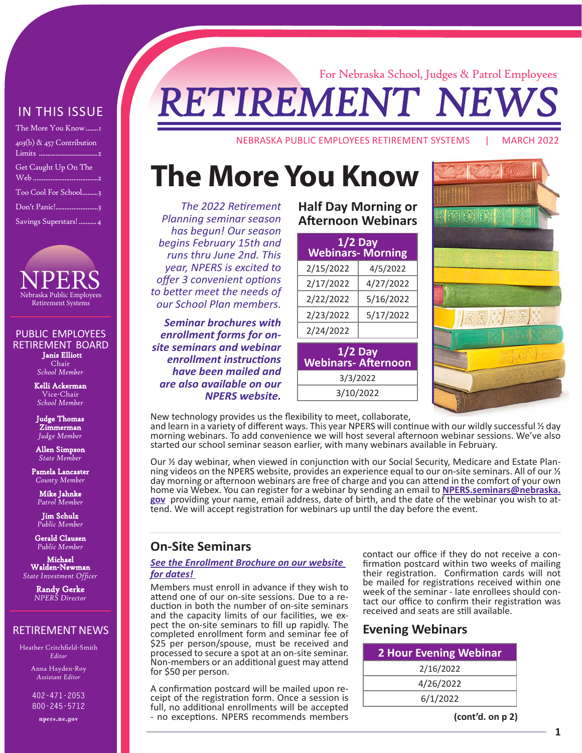For Nebraska School, Judges & Patrol Employees

# RETIREMENT NEWS

NEBRASKA PUBLIC EMPLOYEES RETIREMENT SYSTEMS | MARCH 2022

## IN THIS ISSUE

- The More You Know ....... 1
- 403(b) & 457 Contribution Limits ....... 2
- Get Caught Up On The Web ....... 2
- Too Cool For School ....... 3
- Don't Panic! ....... 3
- Savings Superstars! ....... 4

NPERS
Nebraska Public Employees Retirement Systems

### PUBLIC EMPLOYEES RETIREMENT BOARD

**Janis Elliott**
Chair
*School Member*

**Kelli Ackerman**
Vice-Chair
*School Member*

**Judge Thomas Zimmerman**
*Judge Member*

**Allen Simpson**
*State Member*

**Pamela Lancaster**
*County Member*

**Mike Jahnke**
*Patrol Member*

**Jim Schulz**
*Public Member*

**Gerald Clausen**
*Public Member*

**Michael Walden-Newman**
*State Investment Officer*

**Randy Gerke**
*NPERS Director*

### RETIREMENT NEWS

Heather Critchfield-Smith
*Editor*

Anna Hayden-Roy
*Assistant Editor*

402-471-2053
800-245-5712

**npers.ne.gov**

# The More You Know

*The 2022 Retirement Planning seminar season has begun! Our season begins February 15th and runs thru June 2nd. This year, NPERS is excited to offer 3 convenient options to better meet the needs of our School Plan members.*

***Seminar brochures with enrollment forms for on-site seminars and webinar enrollment instructions have been mailed and are also available on our NPERS website.***

### Half Day Morning or Afternoon Webinars

| 1/2 Day Webinars- Morning | |
|---|---|
| 2/15/2022 | 4/5/2022 |
| 2/17/2022 | 4/27/2022 |
| 2/22/2022 | 5/16/2022 |
| 2/23/2022 | 5/17/2022 |
| 2/24/2022 | |

| 1/2 Day Webinars- Afternoon |
|---|
| 3/3/2022 |
| 3/10/2022 |

New technology provides us the flexibility to meet, collaborate, and learn in a variety of different ways. This year NPERS will continue with our wildly successful ½ day morning webinars. To add convenience we will host several afternoon webinar sessions. We've also started our school seminar season earlier, with many webinars available in February.

Our ½ day webinar, when viewed in conjunction with our Social Security, Medicare and Estate Planning videos on the NPERS website, provides an experience equal to our on-site seminars. All of our ½ day morning or afternoon webinars are free of charge and you can attend in the comfort of your own home via Webex. You can register for a webinar by sending an email to **NPERS.seminars@nebraska.gov** providing your name, email address, date of birth, and the date of the webinar you wish to attend. We will accept registration for webinars up until the day before the event.

## On-Site Seminars

***See the Enrollment Brochure on our website for dates!***

Members must enroll in advance if they wish to attend one of our on-site sessions. Due to a reduction in both the number of on-site seminars and the capacity limits of our facilities, we expect the on-site seminars to fill up rapidly. The completed enrollment form and seminar fee of $25 per person/spouse, must be received and processed to secure a spot at an on-site seminar. Non-members or an additional guest may attend for $50 per person.

A confirmation postcard will be mailed upon receipt of the registration form. Once a session is full, no additional enrollments will be accepted - no exceptions. NPERS recommends members contact our office if they do not receive a confirmation postcard within two weeks of mailing their registration. Confirmation cards will not be mailed for registrations received within one week of the seminar - late enrollees should contact our office to confirm their registration was received and seats are still available.

## Evening Webinars

| 2 Hour Evening Webinar |
|---|
| 2/16/2022 |
| 4/26/2022 |
| 6/1/2022 |

**(cont'd. on p 2)**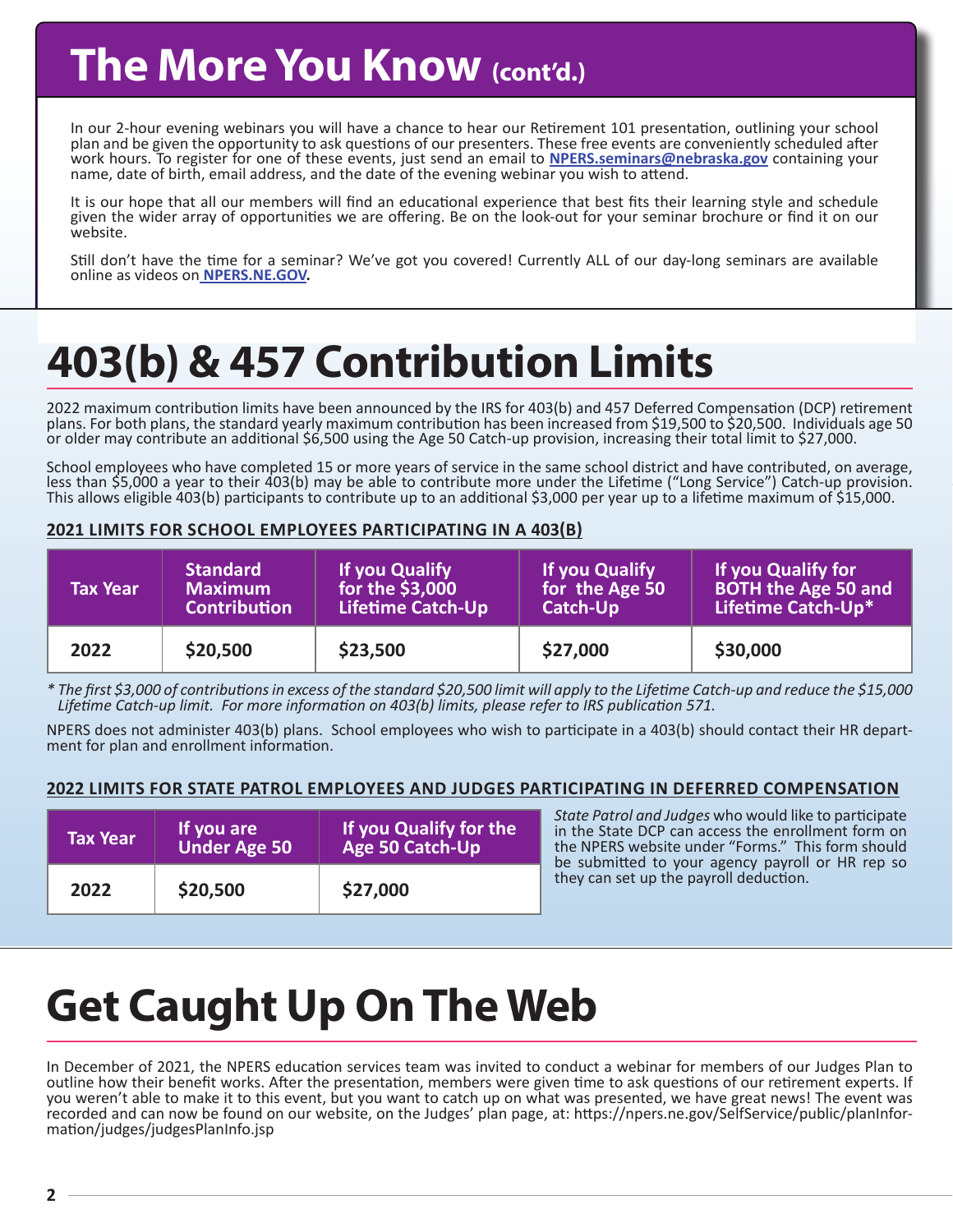# The More You Know (cont'd.)

In our 2-hour evening webinars you will have a chance to hear our Retirement 101 presentation, outlining your school plan and be given the opportunity to ask questions of our presenters. These free events are conveniently scheduled after work hours. To register for one of these events, just send an email to **NPERS.seminars@nebraska.gov** containing your name, date of birth, email address, and the date of the evening webinar you wish to attend.

It is our hope that all our members will find an educational experience that best fits their learning style and schedule given the wider array of opportunities we are offering. Be on the look-out for your seminar brochure or find it on our website.

Still don't have the time for a seminar? We've got you covered! Currently ALL of our day-long seminars are available online as videos on **NPERS.NE.GOV.**

# 403(b) & 457 Contribution Limits

2022 maximum contribution limits have been announced by the IRS for 403(b) and 457 Deferred Compensation (DCP) retirement plans. For both plans, the standard yearly maximum contribution has been increased from $19,500 to $20,500. Individuals age 50 or older may contribute an additional $6,500 using the Age 50 Catch-up provision, increasing their total limit to $27,000.

School employees who have completed 15 or more years of service in the same school district and have contributed, on average, less than $5,000 a year to their 403(b) may be able to contribute more under the Lifetime ("Long Service") Catch-up provision. This allows eligible 403(b) participants to contribute up to an additional $3,000 per year up to a lifetime maximum of $15,000.

## 2021 LIMITS FOR SCHOOL EMPLOYEES PARTICIPATING IN A 403(B)

| Tax Year | Standard Maximum Contribution | If you Qualify for the $3,000 Lifetime Catch-Up | If you Qualify for the Age 50 Catch-Up | If you Qualify for BOTH the Age 50 and Lifetime Catch-Up* |
|---|---|---|---|---|
| 2022 | $20,500 | $23,500 | $27,000 | $30,000 |

*\* The first $3,000 of contributions in excess of the standard $20,500 limit will apply to the Lifetime Catch-up and reduce the $15,000 Lifetime Catch-up limit. For more information on 403(b) limits, please refer to IRS publication 571.*

NPERS does not administer 403(b) plans. School employees who wish to participate in a 403(b) should contact their HR department for plan and enrollment information.

## 2022 LIMITS FOR STATE PATROL EMPLOYEES AND JUDGES PARTICIPATING IN DEFERRED COMPENSATION

| Tax Year | If you are Under Age 50 | If you Qualify for the Age 50 Catch-Up |
|---|---|---|
| 2022 | $20,500 | $27,000 |

*State Patrol and Judges* who would like to participate in the State DCP can access the enrollment form on the NPERS website under "Forms." This form should be submitted to your agency payroll or HR rep so they can set up the payroll deduction.

# Get Caught Up On The Web

In December of 2021, the NPERS education services team was invited to conduct a webinar for members of our Judges Plan to outline how their benefit works. After the presentation, members were given time to ask questions of our retirement experts. If you weren't able to make it to this event, but you want to catch up on what was presented, we have great news! The event was recorded and can now be found on our website, on the Judges' plan page, at: https://npers.ne.gov/SelfService/public/planInformation/judges/judgesPlanInfo.jsp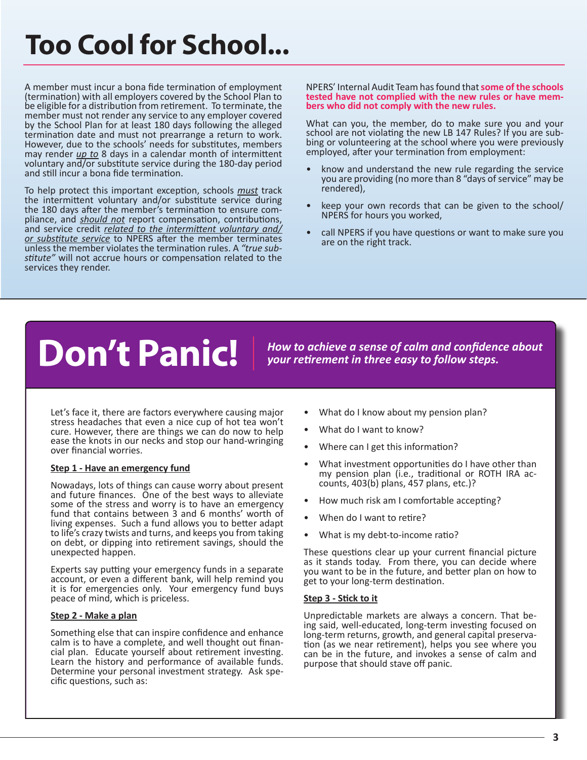# Too Cool for School...

A member must incur a bona fide termination of employment (termination) with all employers covered by the School Plan to be eligible for a distribution from retirement. To terminate, the member must not render any service to any employer covered by the School Plan for at least 180 days following the alleged termination date and must not prearrange a return to work. However, due to the schools' needs for substitutes, members may render ***up to*** 8 days in a calendar month of intermittent voluntary and/or substitute service during the 180-day period and still incur a bona fide termination.

To help protect this important exception, schools ***must*** track the intermittent voluntary and/or substitute service during the 180 days after the member's termination to ensure compliance, and ***should not*** report compensation, contributions, and service credit *related to the intermittent voluntary and/or substitute service* to NPERS after the member terminates unless the member violates the termination rules. A *"true substitute"* will not accrue hours or compensation related to the services they render.

NPERS' Internal Audit Team has found that **some of the schools tested have not complied with the new rules or have members who did not comply with the new rules.**

What can you, the member, do to make sure you and your school are not violating the new LB 147 Rules? If you are subbing or volunteering at the school where you were previously employed, after your termination from employment:

- know and understand the new rule regarding the service you are providing (no more than 8 "days of service" may be rendered),
- keep your own records that can be given to the school/NPERS for hours you worked,
- call NPERS if you have questions or want to make sure you are on the right track.

# Don't Panic!

***How to achieve a sense of calm and confidence about your retirement in three easy to follow steps.***

Let's face it, there are factors everywhere causing major stress headaches that even a nice cup of hot tea won't cure. However, there are things we can do now to help ease the knots in our necks and stop our hand-wringing over financial worries.

**Step 1 - Have an emergency fund**

Nowadays, lots of things can cause worry about present and future finances. One of the best ways to alleviate some of the stress and worry is to have an emergency fund that contains between 3 and 6 months' worth of living expenses. Such a fund allows you to better adapt to life's crazy twists and turns, and keeps you from taking on debt, or dipping into retirement savings, should the unexpected happen.

Experts say putting your emergency funds in a separate account, or even a different bank, will help remind you it is for emergencies only. Your emergency fund buys peace of mind, which is priceless.

**Step 2 - Make a plan**

Something else that can inspire confidence and enhance calm is to have a complete, and well thought out financial plan. Educate yourself about retirement investing. Learn the history and performance of available funds. Determine your personal investment strategy. Ask specific questions, such as:

- What do I know about my pension plan?
- What do I want to know?
- Where can I get this information?
- What investment opportunities do I have other than my pension plan (i.e., traditional or ROTH IRA accounts, 403(b) plans, 457 plans, etc.)?
- How much risk am I comfortable accepting?
- When do I want to retire?
- What is my debt-to-income ratio?

These questions clear up your current financial picture as it stands today. From there, you can decide where you want to be in the future, and better plan on how to get to your long-term destination.

**Step 3 - Stick to it**

Unpredictable markets are always a concern. That being said, well-educated, long-term investing focused on long-term returns, growth, and general capital preservation (as we near retirement), helps you see where you can be in the future, and invokes a sense of calm and purpose that should stave off panic.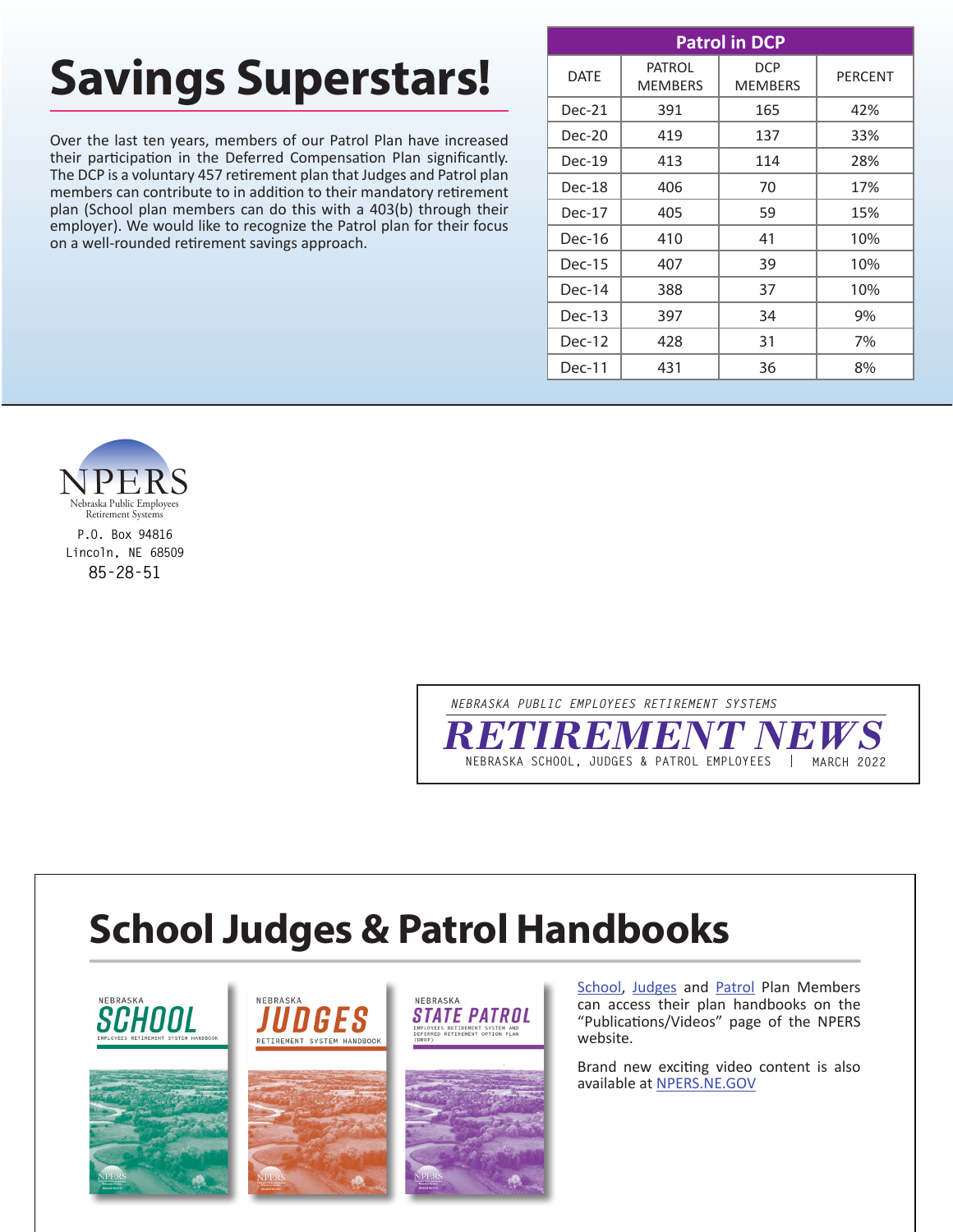# Savings Superstars!

Over the last ten years, members of our Patrol Plan have increased their participation in the Deferred Compensation Plan significantly. The DCP is a voluntary 457 retirement plan that Judges and Patrol plan members can contribute to in addition to their mandatory retirement plan (School plan members can do this with a 403(b) through their employer). We would like to recognize the Patrol plan for their focus on a well-rounded retirement savings approach.

**Patrol in DCP**

| DATE | PATROL MEMBERS | DCP MEMBERS | PERCENT |
|---|---|---|---|
| Dec-21 | 391 | 165 | 42% |
| Dec-20 | 419 | 137 | 33% |
| Dec-19 | 413 | 114 | 28% |
| Dec-18 | 406 | 70 | 17% |
| Dec-17 | 405 | 59 | 15% |
| Dec-16 | 410 | 41 | 10% |
| Dec-15 | 407 | 39 | 10% |
| Dec-14 | 388 | 37 | 10% |
| Dec-13 | 397 | 34 | 9% |
| Dec-12 | 428 | 31 | 7% |
| Dec-11 | 431 | 36 | 8% |

NPERS
Nebraska Public Employees Retirement Systems
P.O. Box 94816
Lincoln, NE 68509
85-28-51

NEBRASKA PUBLIC EMPLOYEES RETIREMENT SYSTEMS
**RETIREMENT NEWS**
NEBRASKA SCHOOL, JUDGES & PATROL EMPLOYEES | MARCH 2022

## School Judges & Patrol Handbooks

School, Judges and Patrol Plan Members can access their plan handbooks on the "Publications/Videos" page of the NPERS website.

Brand new exciting video content is also available at NPERS.NE.GOV